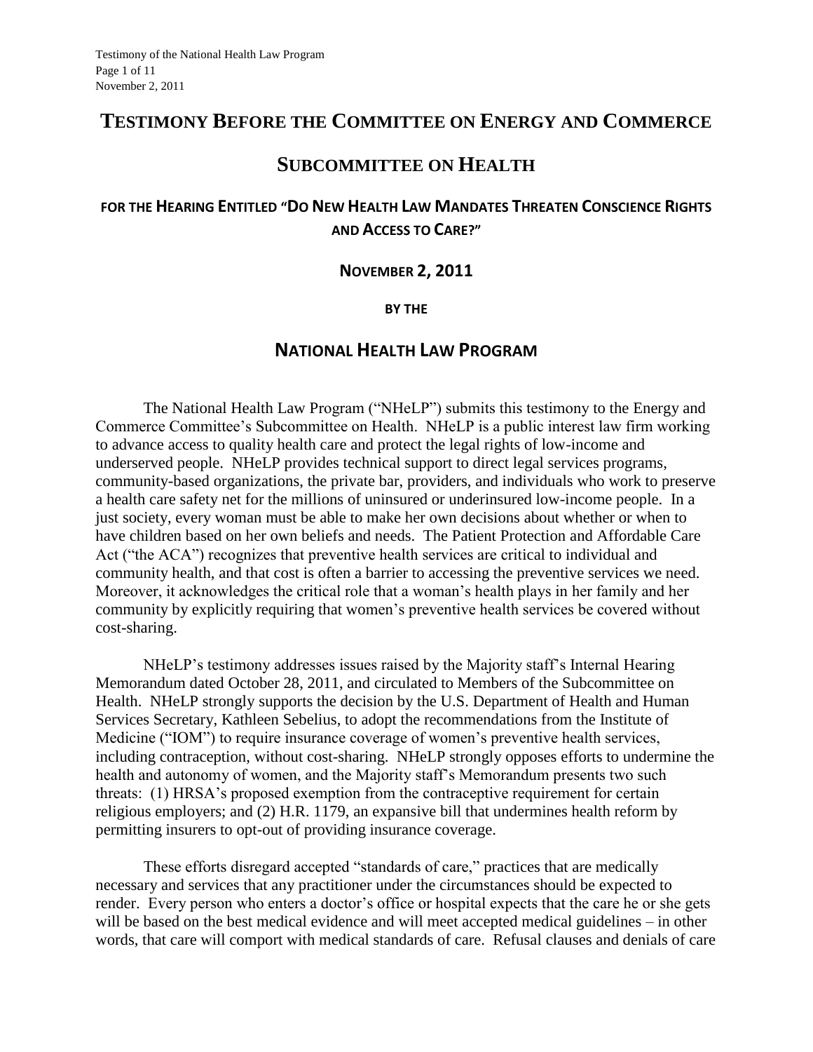# TESTIMONY BEFORE THE COMMITTEE ON ENERGY AND COMMERCE

## SUBCOMMITTEE ON HEALTH

### FOR THE HEARING ENTITLED "DO NEW HEALTH LAW MANDATES THREATEN CONSCIENCE RIGHTS AND ACCESS TO CARE?"

**NOVEMBER 2, 2011**

**BY THE**

## NATIONAL HEALTH LAW PROGRAM

The National Health Law Program ("NHeLP") submits this testimony to the Energy and Commerce Committee's Subcommittee on Health. NHeLP is a public interest law firm working to advance access to quality health care and protect the legal rights of low-income and underserved people. NHeLP provides technical support to direct legal services programs, community-based organizations, the private bar, providers, and individuals who work to preserve a health care safety net for the millions of uninsured or underinsured low-income people. In a just society, every woman must be able to make her own decisions about whether or when to have children based on her own beliefs and needs. The Patient Protection and Affordable Care Act ("the ACA") recognizes that preventive health services are critical to individual and community health, and that cost is often a barrier to accessing the preventive services we need. Moreover, it acknowledges the critical role that a woman's health plays in her family and her community by explicitly requiring that women's preventive health services be covered without cost-sharing.

NHeLP's testimony addresses issues raised by the Majority staff's Internal Hearing Memorandum dated October 28, 2011, and circulated to Members of the Subcommittee on Health. NHeLP strongly supports the decision by the U.S. Department of Health and Human Services Secretary, Kathleen Sebelius, to adopt the recommendations from the Institute of Medicine ("IOM") to require insurance coverage of women's preventive health services, including contraception, without cost-sharing. NHeLP strongly opposes efforts to undermine the health and autonomy of women, and the Majority staff's Memorandum presents two such threats: (1) HRSA's proposed exemption from the contraceptive requirement for certain religious employers; and (2) H.R. 1179, an expansive bill that undermines health reform by permitting insurers to opt-out of providing insurance coverage.

These efforts disregard accepted "standards of care," practices that are medically necessary and services that any practitioner under the circumstances should be expected to render. Every person who enters a doctor's office or hospital expects that the care he or she gets will be based on the best medical evidence and will meet accepted medical guidelines – in other words, that care will comport with medical standards of care. Refusal clauses and denials of care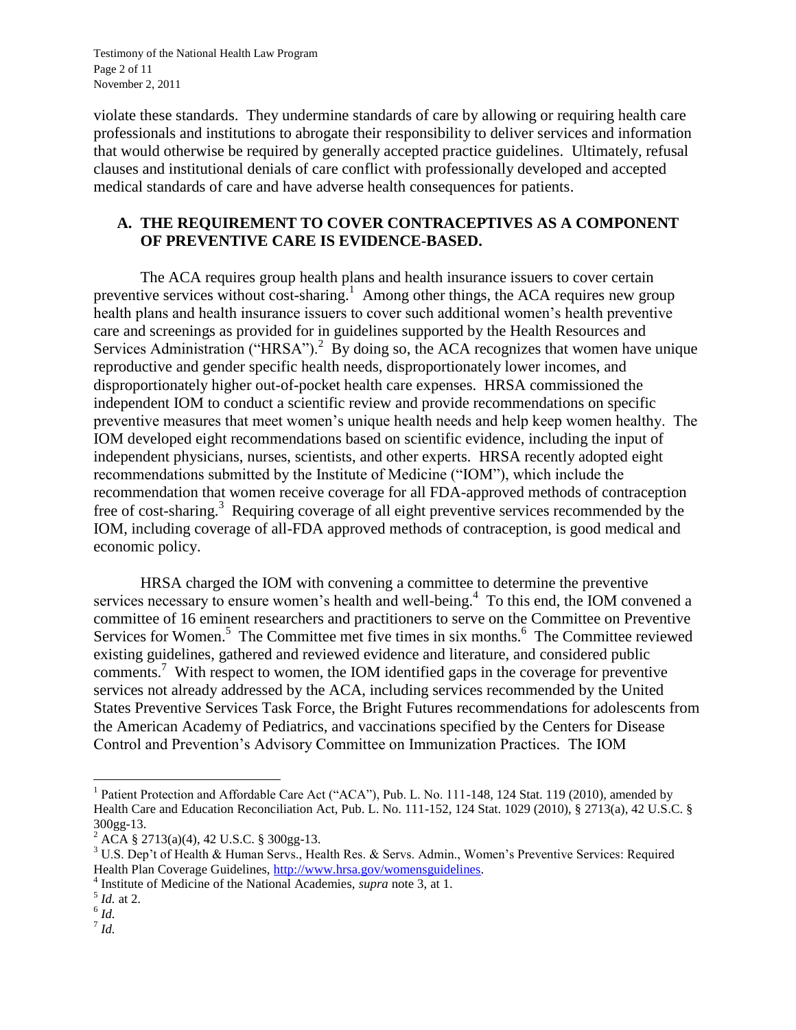violate these standards. They undermine standards of care by allowing or requiring health care professionals and institutions to abrogate their responsibility to deliver services and information that would otherwise be required by generally accepted practice guidelines. Ultimately, refusal clauses and institutional denials of care conflict with professionally developed and accepted medical standards of care and have adverse health consequences for patients.

## A. THE REQUIREMENT TO COVER CONTRACEPTIVES AS A COMPONENT OF PREVENTIVE CARE IS EVIDENCE-BASED.

The ACA requires group health plans and health insurance issuers to cover certain preventive services without cost-sharing.[1] Among other things, the ACA requires new group health plans and health insurance issuers to cover such additional women's health preventive care and screenings as provided for in guidelines supported by the Health Resources and Services Administration ("HRSA").[2] By doing so, the ACA recognizes that women have unique reproductive and gender specific health needs, disproportionately lower incomes, and disproportionately higher out-of-pocket health care expenses. HRSA commissioned the independent IOM to conduct a scientific review and provide recommendations on specific preventive measures that meet women's unique health needs and help keep women healthy. The IOM developed eight recommendations based on scientific evidence, including the input of independent physicians, nurses, scientists, and other experts. HRSA recently adopted eight recommendations submitted by the Institute of Medicine ("IOM"), which include the recommendation that women receive coverage for all FDA-approved methods of contraception free of cost-sharing.[3] Requiring coverage of all eight preventive services recommended by the IOM, including coverage of all-FDA approved methods of contraception, is good medical and economic policy.

HRSA charged the IOM with convening a committee to determine the preventive services necessary to ensure women's health and well-being.[4] To this end, the IOM convened a committee of 16 eminent researchers and practitioners to serve on the Committee on Preventive Services for Women.[5] The Committee met five times in six months.[6] The Committee reviewed existing guidelines, gathered and reviewed evidence and literature, and considered public comments.[7] With respect to women, the IOM identified gaps in the coverage for preventive services not already addressed by the ACA, including services recommended by the United States Preventive Services Task Force, the Bright Futures recommendations for adolescents from the American Academy of Pediatrics, and vaccinations specified by the Centers for Disease Control and Prevention's Advisory Committee on Immunization Practices. The IOM

---

[1] Patient Protection and Affordable Care Act ("ACA"), Pub. L. No. 111-148, 124 Stat. 119 (2010), amended by Health Care and Education Reconciliation Act, Pub. L. No. 111-152, 124 Stat. 1029 (2010), § 2713(a), 42 U.S.C. § 300gg-13.

[2] ACA § 2713(a)(4), 42 U.S.C. § 300gg-13.

[3] U.S. Dep't of Health & Human Servs., Health Res. & Servs. Admin., Women's Preventive Services: Required Health Plan Coverage Guidelines, http://www.hrsa.gov/womensguidelines.

[4] Institute of Medicine of the National Academies, *supra* note 3, at 1.

[5] *Id.* at 2.

[6] *Id.*

[7] *Id.*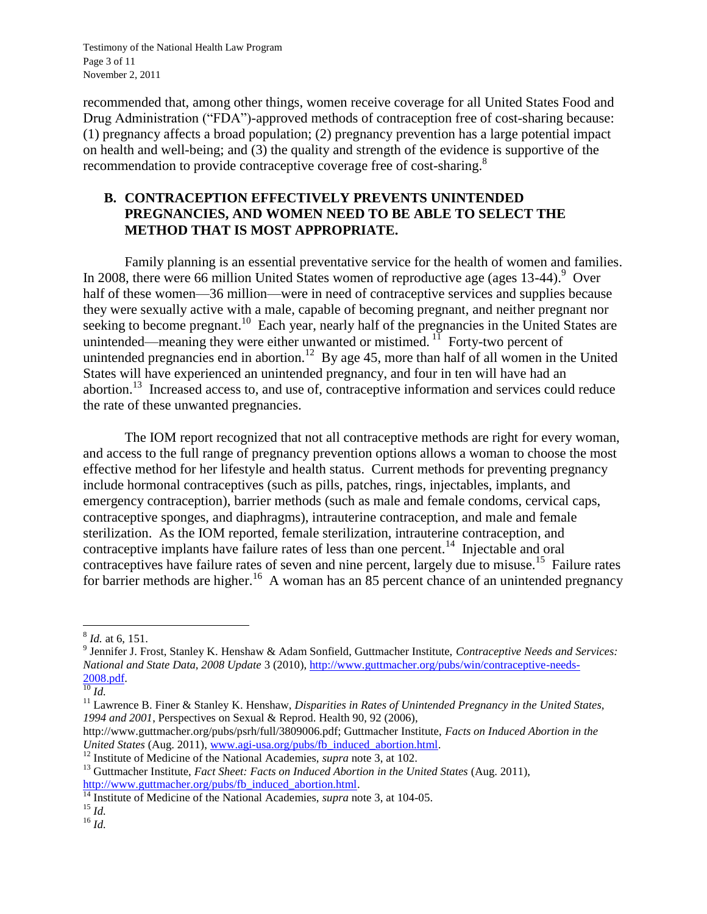recommended that, among other things, women receive coverage for all United States Food and Drug Administration ("FDA")-approved methods of contraception free of cost-sharing because: (1) pregnancy affects a broad population; (2) pregnancy prevention has a large potential impact on health and well-being; and (3) the quality and strength of the evidence is supportive of the recommendation to provide contraceptive coverage free of cost-sharing.[8]

## B. CONTRACEPTION EFFECTIVELY PREVENTS UNINTENDED PREGNANCIES, AND WOMEN NEED TO BE ABLE TO SELECT THE METHOD THAT IS MOST APPROPRIATE.

Family planning is an essential preventative service for the health of women and families. In 2008, there were 66 million United States women of reproductive age (ages 13-44).[9] Over half of these women—36 million—were in need of contraceptive services and supplies because they were sexually active with a male, capable of becoming pregnant, and neither pregnant nor seeking to become pregnant.[10] Each year, nearly half of the pregnancies in the United States are unintended—meaning they were either unwanted or mistimed.[11] Forty-two percent of unintended pregnancies end in abortion.[12] By age 45, more than half of all women in the United States will have experienced an unintended pregnancy, and four in ten will have had an abortion.[13] Increased access to, and use of, contraceptive information and services could reduce the rate of these unwanted pregnancies.

The IOM report recognized that not all contraceptive methods are right for every woman, and access to the full range of pregnancy prevention options allows a woman to choose the most effective method for her lifestyle and health status. Current methods for preventing pregnancy include hormonal contraceptives (such as pills, patches, rings, injectables, implants, and emergency contraception), barrier methods (such as male and female condoms, cervical caps, contraceptive sponges, and diaphragms), intrauterine contraception, and male and female sterilization. As the IOM reported, female sterilization, intrauterine contraception, and contraceptive implants have failure rates of less than one percent.[14] Injectable and oral contraceptives have failure rates of seven and nine percent, largely due to misuse.[15] Failure rates for barrier methods are higher.[16] A woman has an 85 percent chance of an unintended pregnancy

---

[8] *Id.* at 6, 151.

[9] Jennifer J. Frost, Stanley K. Henshaw & Adam Sonfield, Guttmacher Institute, *Contraceptive Needs and Services: National and State Data, 2008 Update* 3 (2010), http://www.guttmacher.org/pubs/win/contraceptive-needs-2008.pdf.

[10] *Id.*

[11] Lawrence B. Finer & Stanley K. Henshaw, *Disparities in Rates of Unintended Pregnancy in the United States, 1994 and 2001*, Perspectives on Sexual & Reprod. Health 90, 92 (2006), http://www.guttmacher.org/pubs/psrh/full/3809006.pdf; Guttmacher Institute, *Facts on Induced Abortion in the United States* (Aug. 2011), www.agi-usa.org/pubs/fb_induced_abortion.html.

[12] Institute of Medicine of the National Academies, *supra* note 3, at 102.

[13] Guttmacher Institute, *Fact Sheet: Facts on Induced Abortion in the United States* (Aug. 2011), http://www.guttmacher.org/pubs/fb_induced_abortion.html.

[14] Institute of Medicine of the National Academies, *supra* note 3, at 104-05.

[15] *Id.*

[16] *Id.*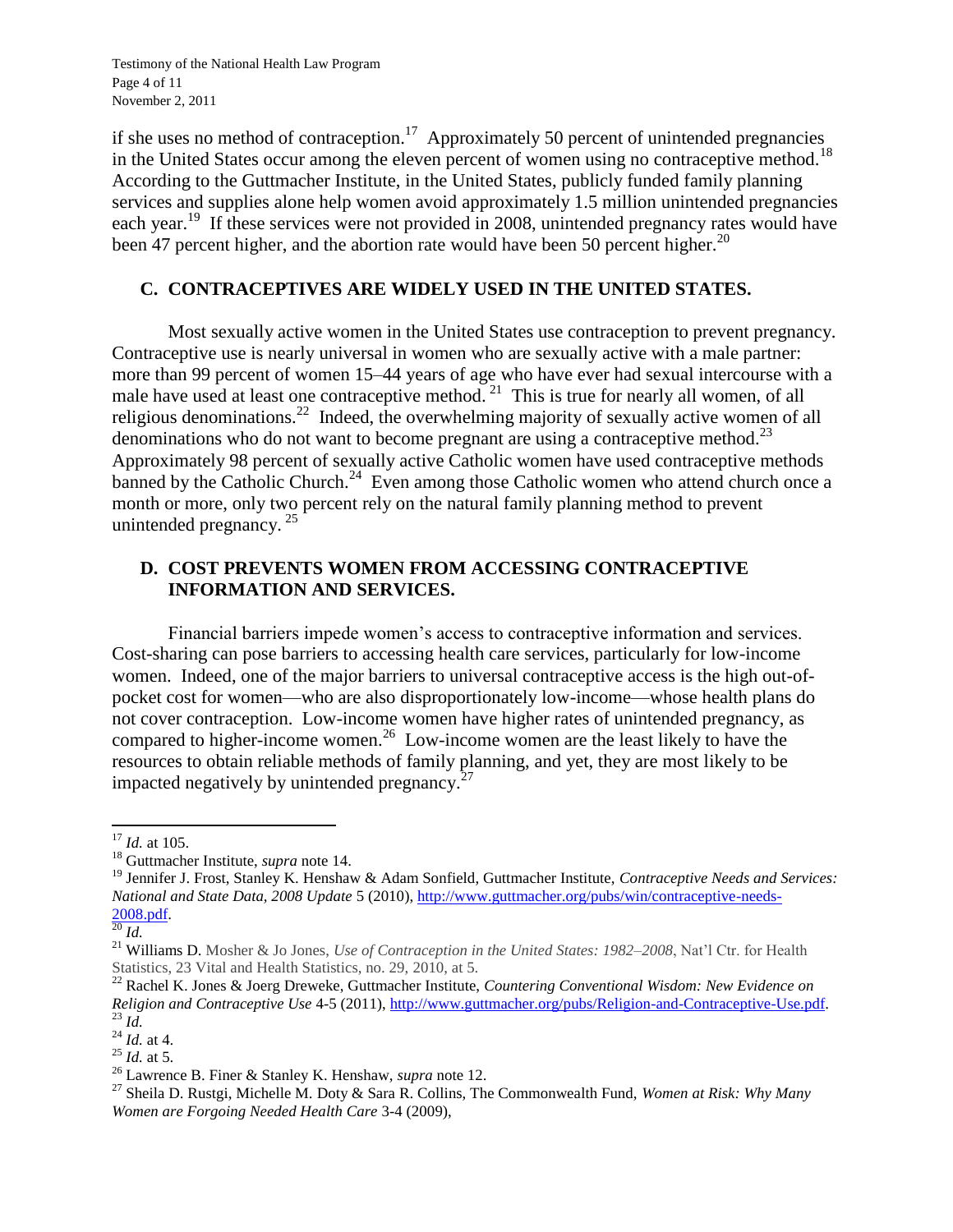if she uses no method of contraception.[17] Approximately 50 percent of unintended pregnancies in the United States occur among the eleven percent of women using no contraceptive method.[18] According to the Guttmacher Institute, in the United States, publicly funded family planning services and supplies alone help women avoid approximately 1.5 million unintended pregnancies each year.[19] If these services were not provided in 2008, unintended pregnancy rates would have been 47 percent higher, and the abortion rate would have been 50 percent higher.[20]

## C. CONTRACEPTIVES ARE WIDELY USED IN THE UNITED STATES.

Most sexually active women in the United States use contraception to prevent pregnancy. Contraceptive use is nearly universal in women who are sexually active with a male partner: more than 99 percent of women 15–44 years of age who have ever had sexual intercourse with a male have used at least one contraceptive method.[21] This is true for nearly all women, of all religious denominations.[22] Indeed, the overwhelming majority of sexually active women of all denominations who do not want to become pregnant are using a contraceptive method.[23] Approximately 98 percent of sexually active Catholic women have used contraceptive methods banned by the Catholic Church.[24] Even among those Catholic women who attend church once a month or more, only two percent rely on the natural family planning method to prevent unintended pregnancy.[25]

## D. COST PREVENTS WOMEN FROM ACCESSING CONTRACEPTIVE INFORMATION AND SERVICES.

Financial barriers impede women's access to contraceptive information and services. Cost-sharing can pose barriers to accessing health care services, particularly for low-income women. Indeed, one of the major barriers to universal contraceptive access is the high out-of-pocket cost for women—who are also disproportionately low-income—whose health plans do not cover contraception. Low-income women have higher rates of unintended pregnancy, as compared to higher-income women.[26] Low-income women are the least likely to have the resources to obtain reliable methods of family planning, and yet, they are most likely to be impacted negatively by unintended pregnancy.[27]

---

[17] *Id.* at 105.

[18] Guttmacher Institute, *supra* note 14.

[19] Jennifer J. Frost, Stanley K. Henshaw & Adam Sonfield, Guttmacher Institute, *Contraceptive Needs and Services: National and State Data, 2008 Update* 5 (2010), http://www.guttmacher.org/pubs/win/contraceptive-needs-2008.pdf.

[20] *Id.*

[21] Williams D. Mosher & Jo Jones, *Use of Contraception in the United States: 1982–2008*, Nat'l Ctr. for Health Statistics, 23 Vital and Health Statistics, no. 29, 2010, at 5.

[22] Rachel K. Jones & Joerg Dreweke, Guttmacher Institute, *Countering Conventional Wisdom: New Evidence on Religion and Contraceptive Use* 4-5 (2011), http://www.guttmacher.org/pubs/Religion-and-Contraceptive-Use.pdf.

[23] *Id.*

[24] *Id.* at 4.

[25] *Id.* at 5.

[26] Lawrence B. Finer & Stanley K. Henshaw, *supra* note 12.

[27] Sheila D. Rustgi, Michelle M. Doty & Sara R. Collins, The Commonwealth Fund, *Women at Risk: Why Many Women are Forgoing Needed Health Care* 3-4 (2009),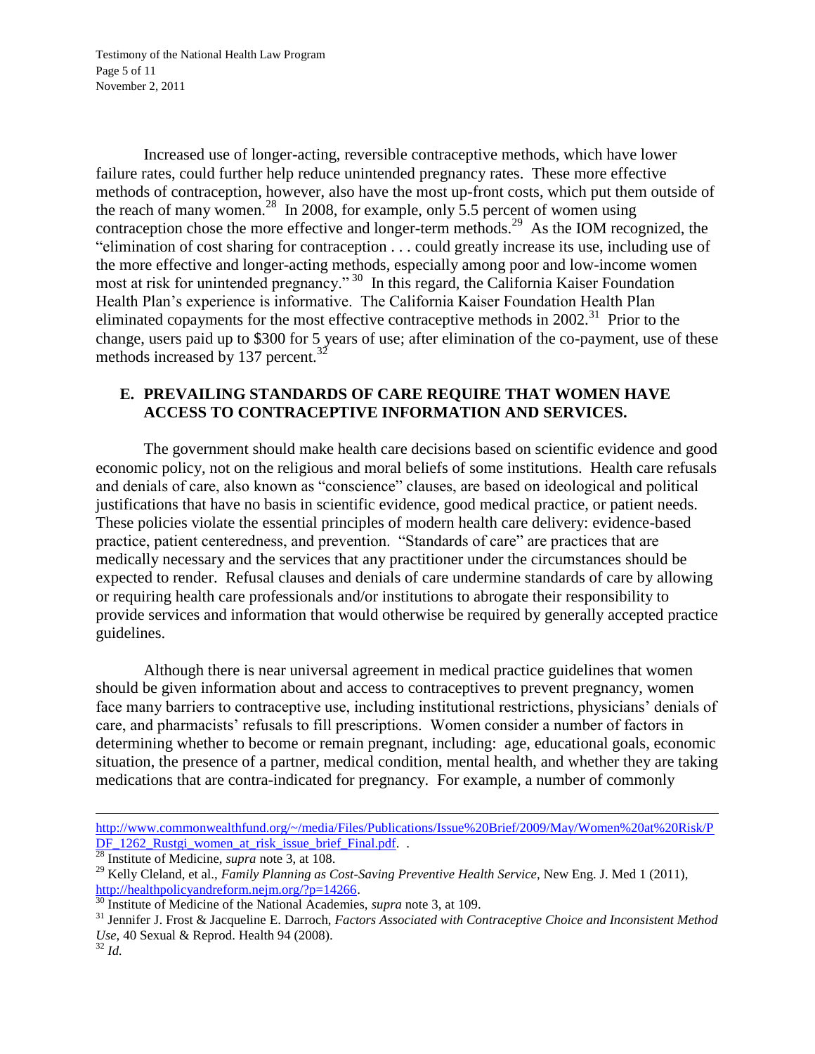Increased use of longer-acting, reversible contraceptive methods, which have lower failure rates, could further help reduce unintended pregnancy rates. These more effective methods of contraception, however, also have the most up-front costs, which put them outside of the reach of many women.[28] In 2008, for example, only 5.5 percent of women using contraception chose the more effective and longer-term methods.[29] As the IOM recognized, the "elimination of cost sharing for contraception . . . could greatly increase its use, including use of the more effective and longer-acting methods, especially among poor and low-income women most at risk for unintended pregnancy."[30] In this regard, the California Kaiser Foundation Health Plan's experience is informative. The California Kaiser Foundation Health Plan eliminated copayments for the most effective contraceptive methods in 2002.[31] Prior to the change, users paid up to $300 for 5 years of use; after elimination of the co-payment, use of these methods increased by 137 percent.[32]

## E. PREVAILING STANDARDS OF CARE REQUIRE THAT WOMEN HAVE ACCESS TO CONTRACEPTIVE INFORMATION AND SERVICES.

The government should make health care decisions based on scientific evidence and good economic policy, not on the religious and moral beliefs of some institutions. Health care refusals and denials of care, also known as "conscience" clauses, are based on ideological and political justifications that have no basis in scientific evidence, good medical practice, or patient needs. These policies violate the essential principles of modern health care delivery: evidence-based practice, patient centeredness, and prevention. "Standards of care" are practices that are medically necessary and the services that any practitioner under the circumstances should be expected to render. Refusal clauses and denials of care undermine standards of care by allowing or requiring health care professionals and/or institutions to abrogate their responsibility to provide services and information that would otherwise be required by generally accepted practice guidelines.

Although there is near universal agreement in medical practice guidelines that women should be given information about and access to contraceptives to prevent pregnancy, women face many barriers to contraceptive use, including institutional restrictions, physicians' denials of care, and pharmacists' refusals to fill prescriptions. Women consider a number of factors in determining whether to become or remain pregnant, including: age, educational goals, economic situation, the presence of a partner, medical condition, mental health, and whether they are taking medications that are contra-indicated for pregnancy. For example, a number of commonly

---

http://www.commonwealthfund.org/~/media/Files/Publications/Issue%20Brief/2009/May/Women%20at%20Risk/PDF_1262_Rustgi_women_at_risk_issue_brief_Final.pdf. .

[28] Institute of Medicine, *supra* note 3, at 108.

[29] Kelly Cleland, et al., *Family Planning as Cost-Saving Preventive Health Service*, New Eng. J. Med 1 (2011), http://healthpolicyandreform.nejm.org/?p=14266.

[30] Institute of Medicine of the National Academies, *supra* note 3, at 109.

[31] Jennifer J. Frost & Jacqueline E. Darroch, *Factors Associated with Contraceptive Choice and Inconsistent Method Use,* 40 Sexual & Reprod. Health 94 (2008).

[32] *Id.*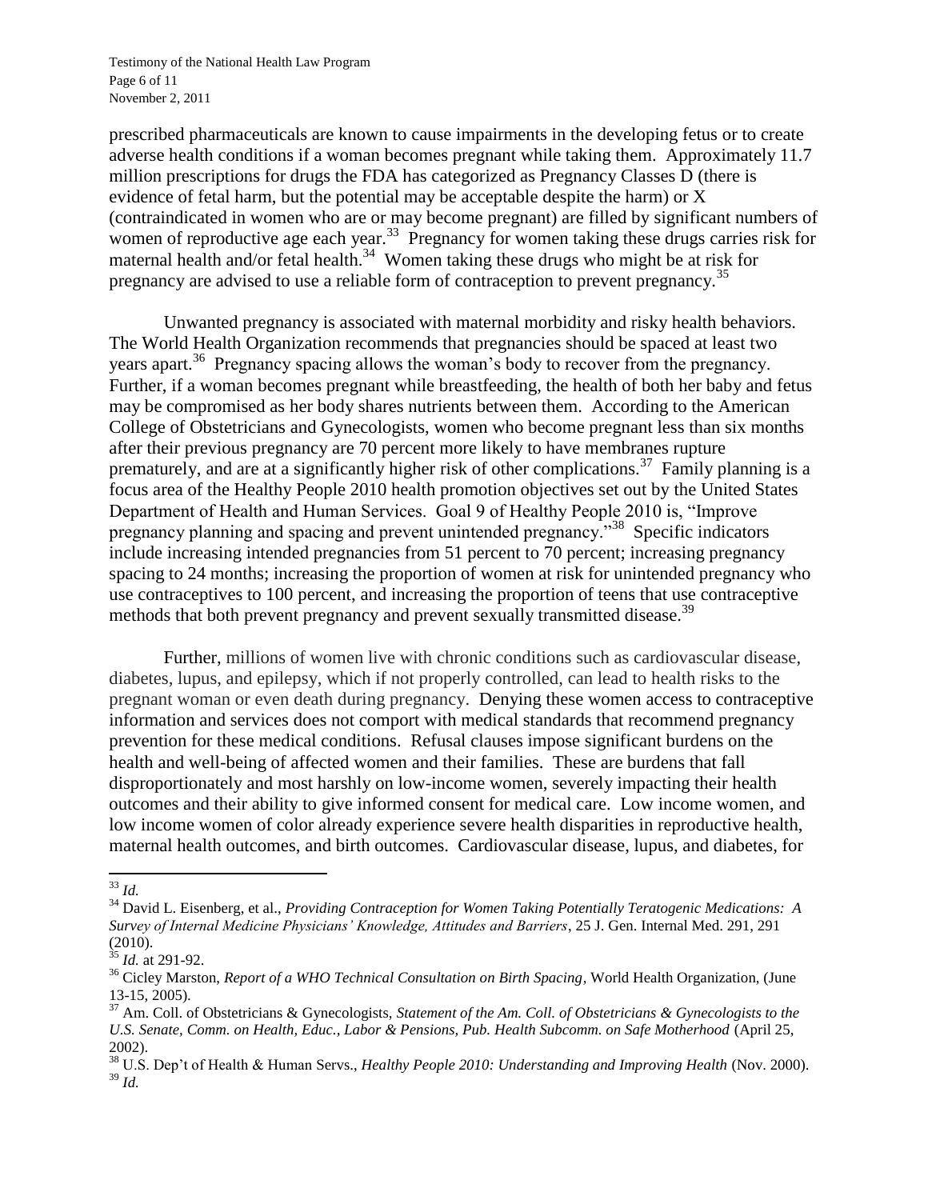prescribed pharmaceuticals are known to cause impairments in the developing fetus or to create adverse health conditions if a woman becomes pregnant while taking them. Approximately 11.7 million prescriptions for drugs the FDA has categorized as Pregnancy Classes D (there is evidence of fetal harm, but the potential may be acceptable despite the harm) or X (contraindicated in women who are or may become pregnant) are filled by significant numbers of women of reproductive age each year.[33] Pregnancy for women taking these drugs carries risk for maternal health and/or fetal health.[34] Women taking these drugs who might be at risk for pregnancy are advised to use a reliable form of contraception to prevent pregnancy.[35]

Unwanted pregnancy is associated with maternal morbidity and risky health behaviors. The World Health Organization recommends that pregnancies should be spaced at least two years apart.[36] Pregnancy spacing allows the woman's body to recover from the pregnancy. Further, if a woman becomes pregnant while breastfeeding, the health of both her baby and fetus may be compromised as her body shares nutrients between them. According to the American College of Obstetricians and Gynecologists, women who become pregnant less than six months after their previous pregnancy are 70 percent more likely to have membranes rupture prematurely, and are at a significantly higher risk of other complications.[37] Family planning is a focus area of the Healthy People 2010 health promotion objectives set out by the United States Department of Health and Human Services. Goal 9 of Healthy People 2010 is, "Improve pregnancy planning and spacing and prevent unintended pregnancy."[38] Specific indicators include increasing intended pregnancies from 51 percent to 70 percent; increasing pregnancy spacing to 24 months; increasing the proportion of women at risk for unintended pregnancy who use contraceptives to 100 percent, and increasing the proportion of teens that use contraceptive methods that both prevent pregnancy and prevent sexually transmitted disease.[39]

Further, millions of women live with chronic conditions such as cardiovascular disease, diabetes, lupus, and epilepsy, which if not properly controlled, can lead to health risks to the pregnant woman or even death during pregnancy. Denying these women access to contraceptive information and services does not comport with medical standards that recommend pregnancy prevention for these medical conditions. Refusal clauses impose significant burdens on the health and well-being of affected women and their families. These are burdens that fall disproportionately and most harshly on low-income women, severely impacting their health outcomes and their ability to give informed consent for medical care. Low income women, and low income women of color already experience severe health disparities in reproductive health, maternal health outcomes, and birth outcomes. Cardiovascular disease, lupus, and diabetes, for

---

[33] *Id.*

[34] David L. Eisenberg, et al., *Providing Contraception for Women Taking Potentially Teratogenic Medications: A Survey of Internal Medicine Physicians' Knowledge, Attitudes and Barriers*, 25 J. Gen. Internal Med. 291, 291 (2010).

[35] *Id.* at 291-92.

[36] Cicley Marston, *Report of a WHO Technical Consultation on Birth Spacing*, World Health Organization, (June 13-15, 2005).

[37] Am. Coll. of Obstetricians & Gynecologists, *Statement of the Am. Coll. of Obstetricians & Gynecologists to the U.S. Senate, Comm. on Health, Educ., Labor & Pensions, Pub. Health Subcomm. on Safe Motherhood* (April 25, 2002).

[38] U.S. Dep't of Health & Human Servs., *Healthy People 2010: Understanding and Improving Health* (Nov. 2000).

[39] *Id.*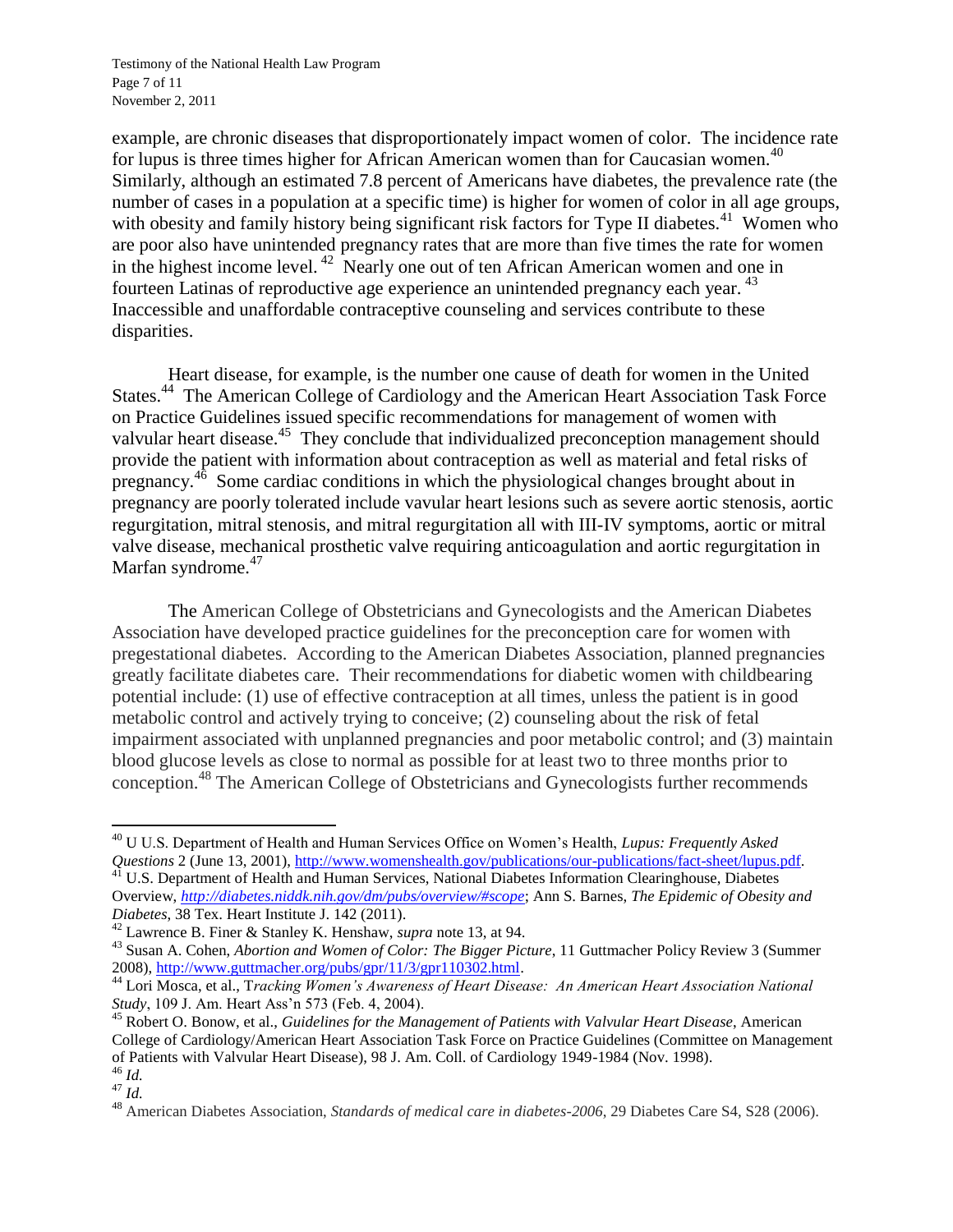example, are chronic diseases that disproportionately impact women of color. The incidence rate for lupus is three times higher for African American women than for Caucasian women.[40] Similarly, although an estimated 7.8 percent of Americans have diabetes, the prevalence rate (the number of cases in a population at a specific time) is higher for women of color in all age groups, with obesity and family history being significant risk factors for Type II diabetes.[41] Women who are poor also have unintended pregnancy rates that are more than five times the rate for women in the highest income level.[42] Nearly one out of ten African American women and one in fourteen Latinas of reproductive age experience an unintended pregnancy each year.[43] Inaccessible and unaffordable contraceptive counseling and services contribute to these disparities.

Heart disease, for example, is the number one cause of death for women in the United States.[44] The American College of Cardiology and the American Heart Association Task Force on Practice Guidelines issued specific recommendations for management of women with valvular heart disease.[45] They conclude that individualized preconception management should provide the patient with information about contraception as well as material and fetal risks of pregnancy.[46] Some cardiac conditions in which the physiological changes brought about in pregnancy are poorly tolerated include vavular heart lesions such as severe aortic stenosis, aortic regurgitation, mitral stenosis, and mitral regurgitation all with III-IV symptoms, aortic or mitral valve disease, mechanical prosthetic valve requiring anticoagulation and aortic regurgitation in Marfan syndrome.[47]

The American College of Obstetricians and Gynecologists and the American Diabetes Association have developed practice guidelines for the preconception care for women with pregestational diabetes. According to the American Diabetes Association, planned pregnancies greatly facilitate diabetes care. Their recommendations for diabetic women with childbearing potential include: (1) use of effective contraception at all times, unless the patient is in good metabolic control and actively trying to conceive; (2) counseling about the risk of fetal impairment associated with unplanned pregnancies and poor metabolic control; and (3) maintain blood glucose levels as close to normal as possible for at least two to three months prior to conception.[48] The American College of Obstetricians and Gynecologists further recommends

---

[40] U U.S. Department of Health and Human Services Office on Women's Health, *Lupus: Frequently Asked Questions* 2 (June 13, 2001), http://www.womenshealth.gov/publications/our-publications/fact-sheet/lupus.pdf.

[41] U.S. Department of Health and Human Services, National Diabetes Information Clearinghouse, Diabetes Overview, *http://diabetes.niddk.nih.gov/dm/pubs/overview/#scope*; Ann S. Barnes, *The Epidemic of Obesity and Diabetes*, 38 Tex. Heart Institute J. 142 (2011).

[42] Lawrence B. Finer & Stanley K. Henshaw, *supra* note 13, at 94.

[43] Susan A. Cohen, *Abortion and Women of Color: The Bigger Picture*, 11 Guttmacher Policy Review 3 (Summer 2008), http://www.guttmacher.org/pubs/gpr/11/3/gpr110302.html.

[44] Lori Mosca, et al., *Tracking Women's Awareness of Heart Disease: An American Heart Association National Study*, 109 J. Am. Heart Ass'n 573 (Feb. 4, 2004).

[45] Robert O. Bonow, et al., *Guidelines for the Management of Patients with Valvular Heart Disease*, American College of Cardiology/American Heart Association Task Force on Practice Guidelines (Committee on Management of Patients with Valvular Heart Disease), 98 J. Am. Coll. of Cardiology 1949-1984 (Nov. 1998).

[46] *Id.*

[47] *Id.*

[48] American Diabetes Association, *Standards of medical care in diabetes-2006*, 29 Diabetes Care S4, S28 (2006).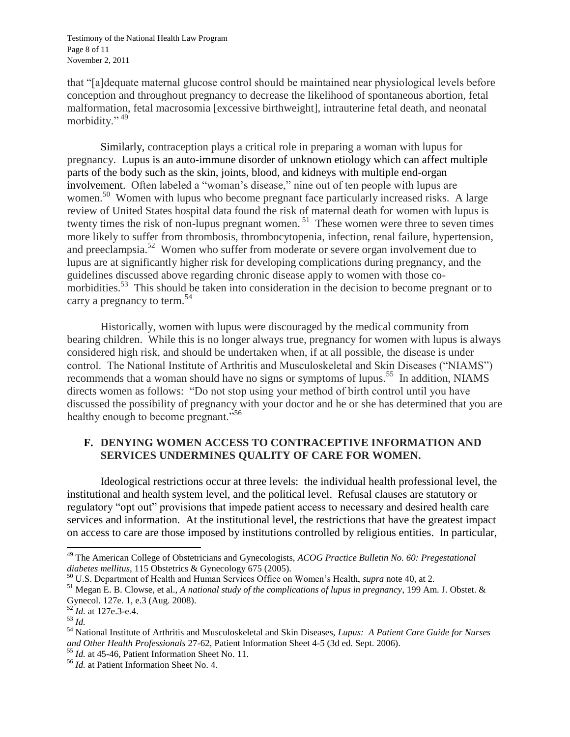that "[a]dequate maternal glucose control should be maintained near physiological levels before conception and throughout pregnancy to decrease the likelihood of spontaneous abortion, fetal malformation, fetal macrosomia [excessive birthweight], intrauterine fetal death, and neonatal morbidity." [49]

Similarly, contraception plays a critical role in preparing a woman with lupus for pregnancy. Lupus is an auto-immune disorder of unknown etiology which can affect multiple parts of the body such as the skin, joints, blood, and kidneys with multiple end-organ involvement. Often labeled a "woman's disease," nine out of ten people with lupus are women.[50] Women with lupus who become pregnant face particularly increased risks. A large review of United States hospital data found the risk of maternal death for women with lupus is twenty times the risk of non-lupus pregnant women. [51] These women were three to seven times more likely to suffer from thrombosis, thrombocytopenia, infection, renal failure, hypertension, and preeclampsia.[52] Women who suffer from moderate or severe organ involvement due to lupus are at significantly higher risk for developing complications during pregnancy, and the guidelines discussed above regarding chronic disease apply to women with those co-morbidities.[53] This should be taken into consideration in the decision to become pregnant or to carry a pregnancy to term.[54]

Historically, women with lupus were discouraged by the medical community from bearing children. While this is no longer always true, pregnancy for women with lupus is always considered high risk, and should be undertaken when, if at all possible, the disease is under control. The National Institute of Arthritis and Musculoskeletal and Skin Diseases ("NIAMS") recommends that a woman should have no signs or symptoms of lupus.[55] In addition, NIAMS directs women as follows: "Do not stop using your method of birth control until you have discussed the possibility of pregnancy with your doctor and he or she has determined that you are healthy enough to become pregnant."[56]

## F. DENYING WOMEN ACCESS TO CONTRACEPTIVE INFORMATION AND SERVICES UNDERMINES QUALITY OF CARE FOR WOMEN.

Ideological restrictions occur at three levels: the individual health professional level, the institutional and health system level, and the political level. Refusal clauses are statutory or regulatory "opt out" provisions that impede patient access to necessary and desired health care services and information. At the institutional level, the restrictions that have the greatest impact on access to care are those imposed by institutions controlled by religious entities. In particular,

---

[49] The American College of Obstetricians and Gynecologists, *ACOG Practice Bulletin No. 60: Pregestational diabetes mellitus*, 115 Obstetrics & Gynecology 675 (2005).

[50] U.S. Department of Health and Human Services Office on Women's Health, *supra* note 40, at 2.

[51] Megan E. B. Clowse, et al., *A national study of the complications of lupus in pregnancy*, 199 Am. J. Obstet. & Gynecol. 127e. 1, e.3 (Aug. 2008).

[52] *Id.* at 127e.3-e.4.

[53] *Id.*

[54] National Institute of Arthritis and Musculoskeletal and Skin Diseases, *Lupus: A Patient Care Guide for Nurses and Other Health Professionals* 27-62, Patient Information Sheet 4-5 (3d ed. Sept. 2006).

[55] *Id.* at 45-46, Patient Information Sheet No. 11.

[56] *Id.* at Patient Information Sheet No. 4.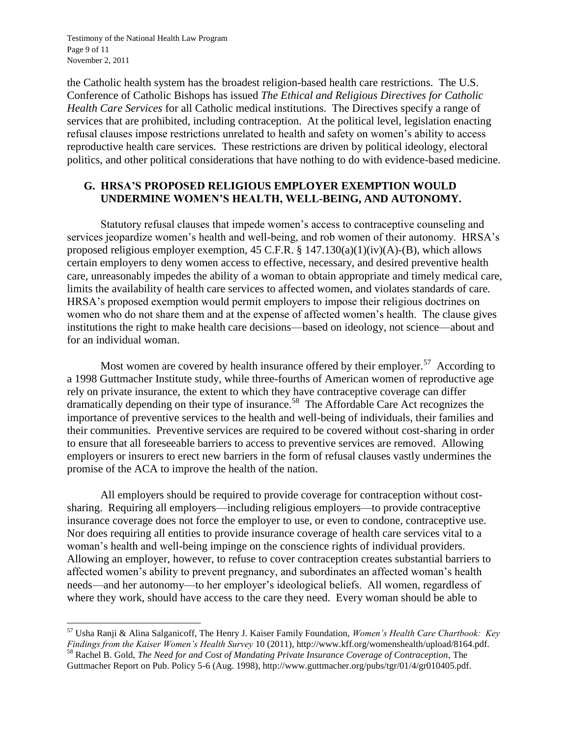the Catholic health system has the broadest religion-based health care restrictions. The U.S. Conference of Catholic Bishops has issued *The Ethical and Religious Directives for Catholic Health Care Services* for all Catholic medical institutions. The Directives specify a range of services that are prohibited, including contraception. At the political level, legislation enacting refusal clauses impose restrictions unrelated to health and safety on women's ability to access reproductive health care services. These restrictions are driven by political ideology, electoral politics, and other political considerations that have nothing to do with evidence-based medicine.

## G. HRSA'S PROPOSED RELIGIOUS EMPLOYER EXEMPTION WOULD UNDERMINE WOMEN'S HEALTH, WELL-BEING, AND AUTONOMY.

Statutory refusal clauses that impede women's access to contraceptive counseling and services jeopardize women's health and well-being, and rob women of their autonomy. HRSA's proposed religious employer exemption, 45 C.F.R. § 147.130(a)(1)(iv)(A)-(B), which allows certain employers to deny women access to effective, necessary, and desired preventive health care, unreasonably impedes the ability of a woman to obtain appropriate and timely medical care, limits the availability of health care services to affected women, and violates standards of care. HRSA's proposed exemption would permit employers to impose their religious doctrines on women who do not share them and at the expense of affected women's health. The clause gives institutions the right to make health care decisions—based on ideology, not science—about and for an individual woman.

Most women are covered by health insurance offered by their employer.[57] According to a 1998 Guttmacher Institute study, while three-fourths of American women of reproductive age rely on private insurance, the extent to which they have contraceptive coverage can differ dramatically depending on their type of insurance.[58] The Affordable Care Act recognizes the importance of preventive services to the health and well-being of individuals, their families and their communities. Preventive services are required to be covered without cost-sharing in order to ensure that all foreseeable barriers to access to preventive services are removed. Allowing employers or insurers to erect new barriers in the form of refusal clauses vastly undermines the promise of the ACA to improve the health of the nation.

All employers should be required to provide coverage for contraception without cost-sharing. Requiring all employers—including religious employers—to provide contraceptive insurance coverage does not force the employer to use, or even to condone, contraceptive use. Nor does requiring all entities to provide insurance coverage of health care services vital to a woman's health and well-being impinge on the conscience rights of individual providers. Allowing an employer, however, to refuse to cover contraception creates substantial barriers to affected women's ability to prevent pregnancy, and subordinates an affected woman's health needs—and her autonomy—to her employer's ideological beliefs. All women, regardless of where they work, should have access to the care they need. Every woman should be able to

---

[57] Usha Ranji & Alina Salganicoff, The Henry J. Kaiser Family Foundation, *Women's Health Care Chartbook: Key Findings from the Kaiser Women's Health Survey* 10 (2011), http://www.kff.org/womenshealth/upload/8164.pdf.

[58] Rachel B. Gold, *The Need for and Cost of Mandating Private Insurance Coverage of Contraception*, The Guttmacher Report on Pub. Policy 5-6 (Aug. 1998), http://www.guttmacher.org/pubs/tgr/01/4/gr010405.pdf.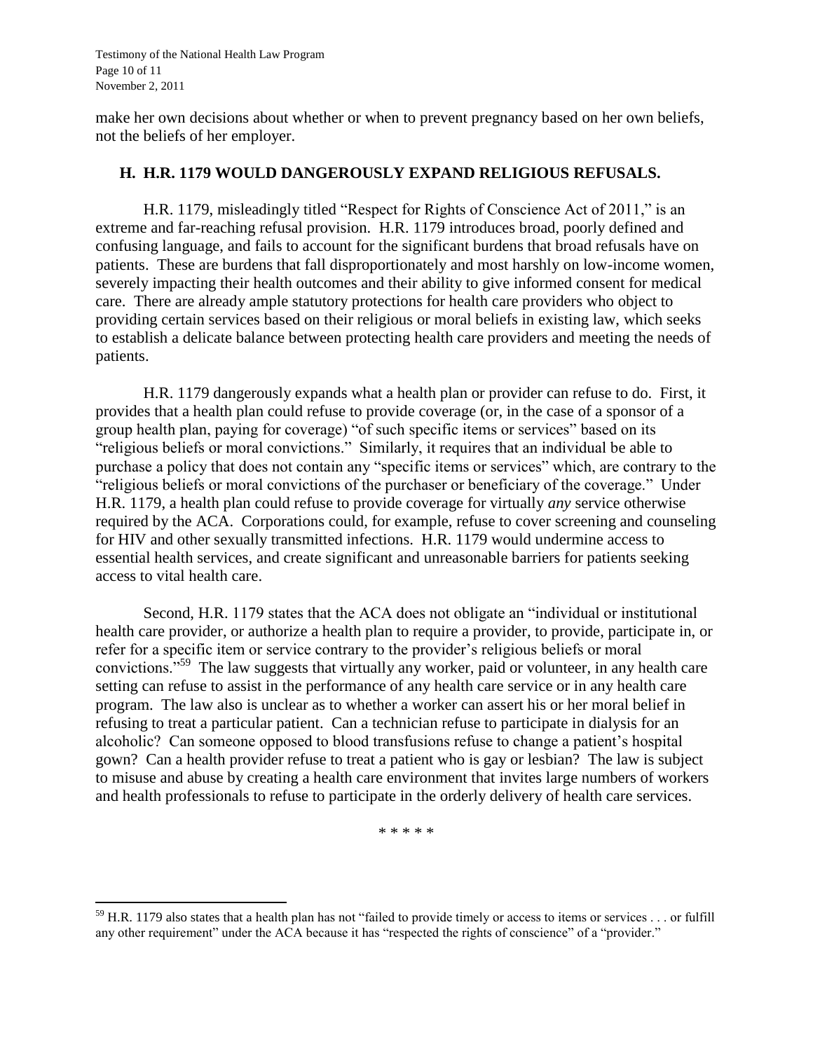make her own decisions about whether or when to prevent pregnancy based on her own beliefs, not the beliefs of her employer.

## H. H.R. 1179 WOULD DANGEROUSLY EXPAND RELIGIOUS REFUSALS.

H.R. 1179, misleadingly titled "Respect for Rights of Conscience Act of 2011," is an extreme and far-reaching refusal provision. H.R. 1179 introduces broad, poorly defined and confusing language, and fails to account for the significant burdens that broad refusals have on patients. These are burdens that fall disproportionately and most harshly on low-income women, severely impacting their health outcomes and their ability to give informed consent for medical care. There are already ample statutory protections for health care providers who object to providing certain services based on their religious or moral beliefs in existing law, which seeks to establish a delicate balance between protecting health care providers and meeting the needs of patients.

H.R. 1179 dangerously expands what a health plan or provider can refuse to do. First, it provides that a health plan could refuse to provide coverage (or, in the case of a sponsor of a group health plan, paying for coverage) "of such specific items or services" based on its "religious beliefs or moral convictions." Similarly, it requires that an individual be able to purchase a policy that does not contain any "specific items or services" which, are contrary to the "religious beliefs or moral convictions of the purchaser or beneficiary of the coverage." Under H.R. 1179, a health plan could refuse to provide coverage for virtually *any* service otherwise required by the ACA. Corporations could, for example, refuse to cover screening and counseling for HIV and other sexually transmitted infections. H.R. 1179 would undermine access to essential health services, and create significant and unreasonable barriers for patients seeking access to vital health care.

Second, H.R. 1179 states that the ACA does not obligate an "individual or institutional health care provider, or authorize a health plan to require a provider, to provide, participate in, or refer for a specific item or service contrary to the provider's religious beliefs or moral convictions."[59] The law suggests that virtually any worker, paid or volunteer, in any health care setting can refuse to assist in the performance of any health care service or in any health care program. The law also is unclear as to whether a worker can assert his or her moral belief in refusing to treat a particular patient. Can a technician refuse to participate in dialysis for an alcoholic? Can someone opposed to blood transfusions refuse to change a patient's hospital gown? Can a health provider refuse to treat a patient who is gay or lesbian? The law is subject to misuse and abuse by creating a health care environment that invites large numbers of workers and health professionals to refuse to participate in the orderly delivery of health care services.

\* \* \* \* \*

[59] H.R. 1179 also states that a health plan has not "failed to provide timely or access to items or services . . . or fulfill any other requirement" under the ACA because it has "respected the rights of conscience" of a "provider."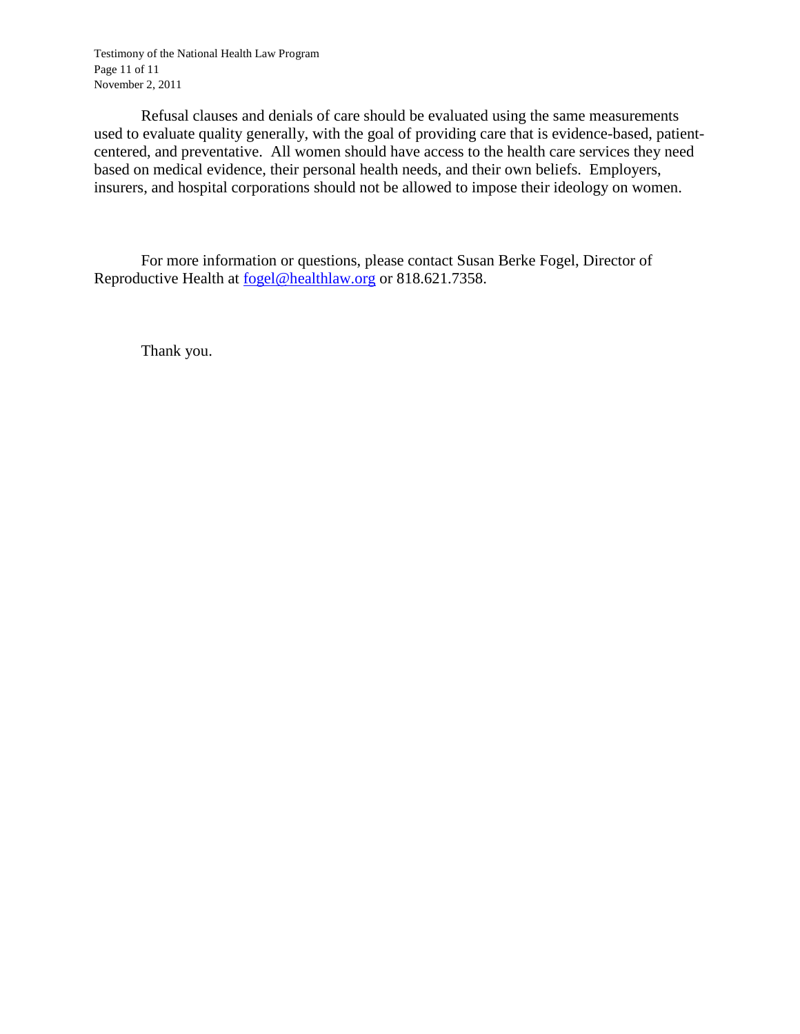Refusal clauses and denials of care should be evaluated using the same measurements used to evaluate quality generally, with the goal of providing care that is evidence-based, patient-centered, and preventative. All women should have access to the health care services they need based on medical evidence, their personal health needs, and their own beliefs. Employers, insurers, and hospital corporations should not be allowed to impose their ideology on women.

For more information or questions, please contact Susan Berke Fogel, Director of Reproductive Health at fogel@healthlaw.org or 818.621.7358.

Thank you.